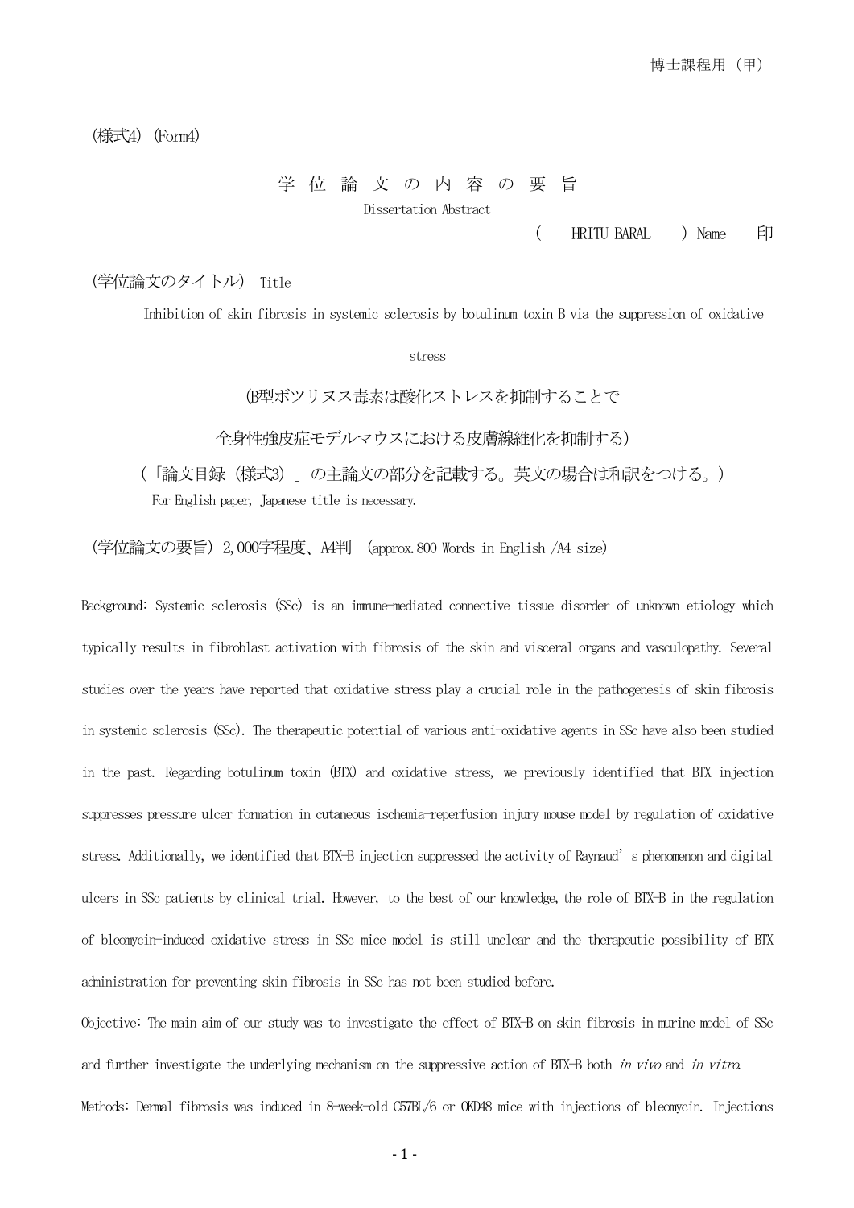博士課程用（甲）

（様式4）(Form4)

# 学 位 論 文 の 内 容 の 要 旨

Dissertation Abstract

（　HRITU BARAL　）Name　印

（学位論文のタイトル） Title

Inhibition of skin fibrosis in systemic sclerosis by botulinum toxin B via the suppression of oxidative stress

（B型ボツリヌス毒素は酸化ストレスを抑制することで

全身性強皮症モデルマウスにおける皮膚線維化を抑制する）

（「論文目録（様式3）」の主論文の部分を記載する。英文の場合は和訳をつける。）

For English paper, Japanese title is necessary.

（学位論文の要旨）2,000字程度、A4判　(approx.800 Words in English /A4 size)

Background: Systemic sclerosis (SSc) is an immune-mediated connective tissue disorder of unknown etiology which typically results in fibroblast activation with fibrosis of the skin and visceral organs and vasculopathy. Several studies over the years have reported that oxidative stress play a crucial role in the pathogenesis of skin fibrosis in systemic sclerosis (SSc). The therapeutic potential of various anti-oxidative agents in SSc have also been studied in the past. Regarding botulinum toxin (BTX) and oxidative stress, we previously identified that BTX injection suppresses pressure ulcer formation in cutaneous ischemia-reperfusion injury mouse model by regulation of oxidative stress. Additionally, we identified that BTX-B injection suppressed the activity of Raynaud's phenomenon and digital ulcers in SSc patients by clinical trial. However, to the best of our knowledge, the role of BTX-B in the regulation of bleomycin-induced oxidative stress in SSc mice model is still unclear and the therapeutic possibility of BTX administration for preventing skin fibrosis in SSc has not been studied before.

Objective: The main aim of our study was to investigate the effect of BTX-B on skin fibrosis in murine model of SSc and further investigate the underlying mechanism on the suppressive action of BTX-B both *in vivo* and *in vitro*.

Methods: Dermal fibrosis was induced in 8-week-old C57BL/6 or OKD48 mice with injections of bleomycin. Injections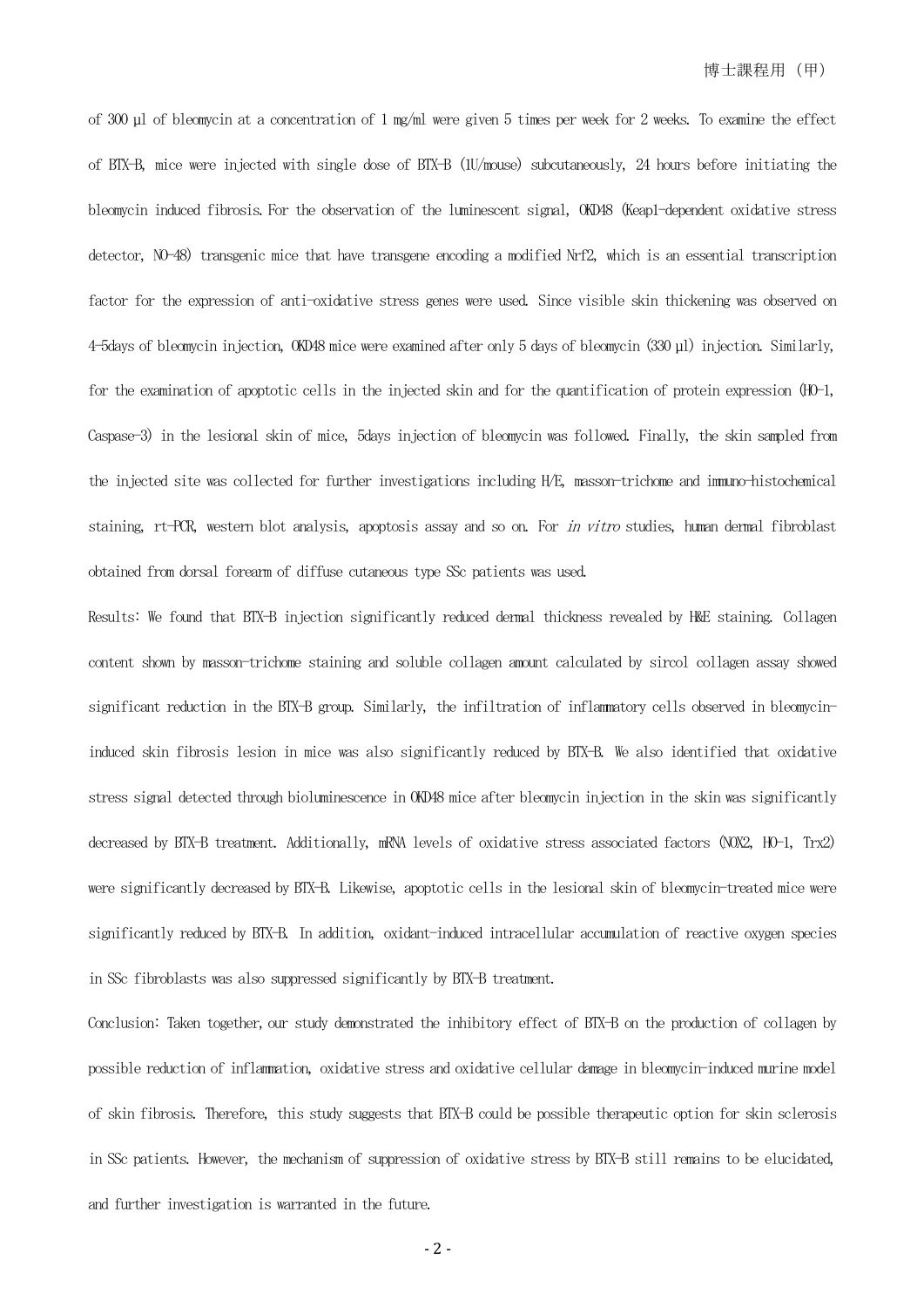of 300 μl of bleomycin at a concentration of 1 mg/ml were given 5 times per week for 2 weeks. To examine the effect of BTX-B, mice were injected with single dose of BTX-B (1U/mouse) subcutaneously, 24 hours before initiating the bleomycin induced fibrosis. For the observation of the luminescent signal, OKD48 (Keap1-dependent oxidative stress detector, NO-48) transgenic mice that have transgene encoding a modified Nrf2, which is an essential transcription factor for the expression of anti-oxidative stress genes were used. Since visible skin thickening was observed on 4-5days of bleomycin injection, OKD48 mice were examined after only 5 days of bleomycin (330 μl) injection. Similarly, for the examination of apoptotic cells in the injected skin and for the quantification of protein expression (HO-1, Caspase-3) in the lesional skin of mice, 5days injection of bleomycin was followed. Finally, the skin sampled from the injected site was collected for further investigations including H/E, masson-trichome and immuno-histochemical staining, rt-PCR, western blot analysis, apoptosis assay and so on. For *in vitro* studies, human dermal fibroblast obtained from dorsal forearm of diffuse cutaneous type SSc patients was used.

Results: We found that BTX-B injection significantly reduced dermal thickness revealed by H&E staining. Collagen content shown by masson-trichome staining and soluble collagen amount calculated by sircol collagen assay showed significant reduction in the BTX-B group. Similarly, the infiltration of inflammatory cells observed in bleomycin-induced skin fibrosis lesion in mice was also significantly reduced by BTX-B. We also identified that oxidative stress signal detected through bioluminescence in OKD48 mice after bleomycin injection in the skin was significantly decreased by BTX-B treatment. Additionally, mRNA levels of oxidative stress associated factors (NOX2, HO-1, Trx2) were significantly decreased by BTX-B. Likewise, apoptotic cells in the lesional skin of bleomycin-treated mice were significantly reduced by BTX-B. In addition, oxidant-induced intracellular accumulation of reactive oxygen species in SSc fibroblasts was also suppressed significantly by BTX-B treatment.

Conclusion: Taken together, our study demonstrated the inhibitory effect of BTX-B on the production of collagen by possible reduction of inflammation, oxidative stress and oxidative cellular damage in bleomycin-induced murine model of skin fibrosis. Therefore, this study suggests that BTX-B could be possible therapeutic option for skin sclerosis in SSc patients. However, the mechanism of suppression of oxidative stress by BTX-B still remains to be elucidated, and further investigation is warranted in the future.